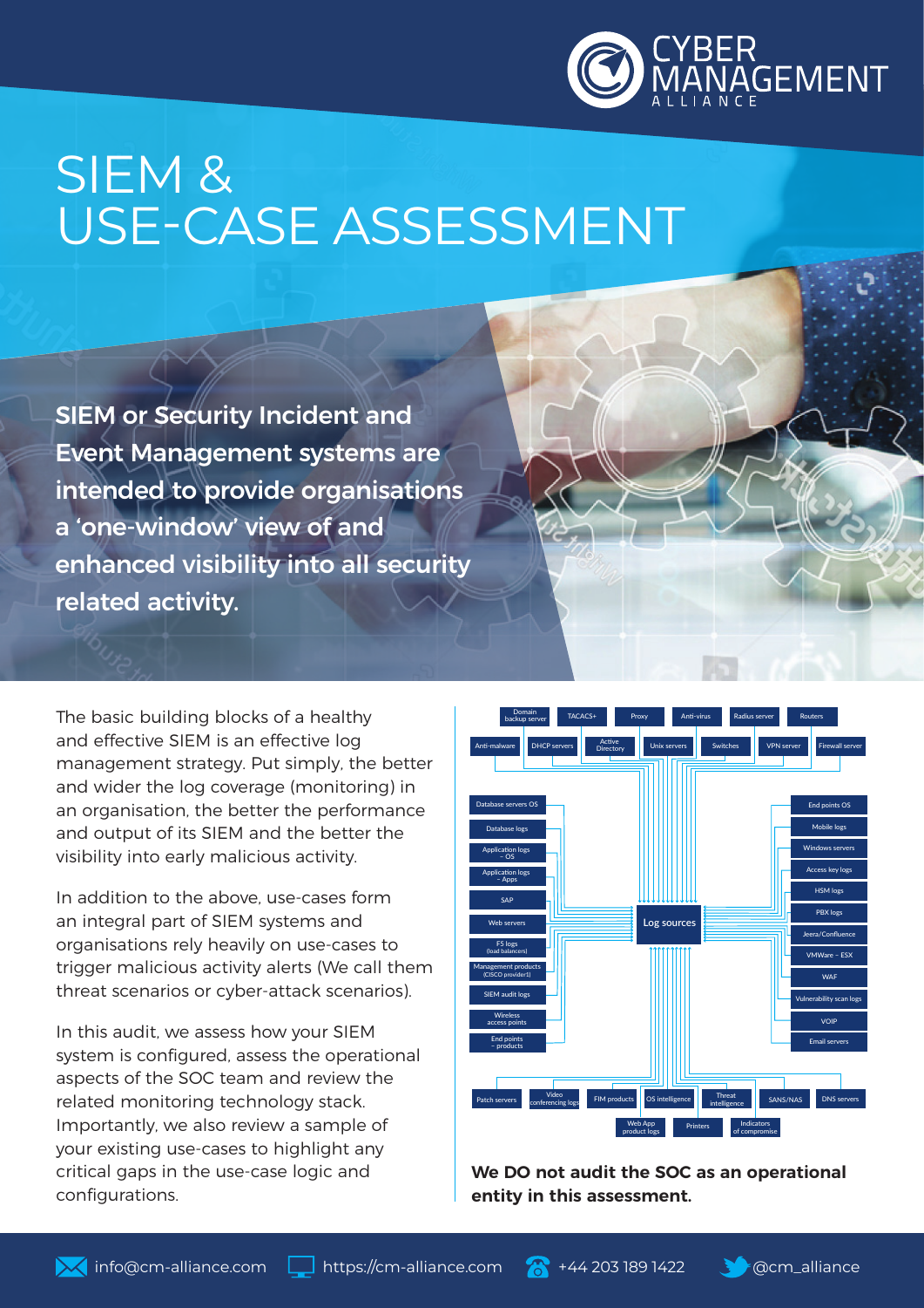CYBER MANAGEMENT ALLIANCE

# SIEM & USE-CASE ASSESSMENT

**SIEM or Security Incident and Event Management systems are intended to provide organisations a 'one-window' view of and enhanced visibility into all security related activity.**

The basic building blocks of a healthy and effective SIEM is an effective log management strategy. Put simply, the better and wider the log coverage (monitoring) in an organisation, the better the performance and output of its SIEM and the better the visibility into early malicious activity.

In addition to the above, use-cases form an integral part of SIEM systems and organisations rely heavily on use-cases to trigger malicious activity alerts (We call them threat scenarios or cyber-attack scenarios).

In this audit, we assess how your SIEM system is configured, assess the operational aspects of the SOC team and review the related monitoring technology stack. Importantly, we also review a sample of your existing use-cases to highlight any critical gaps in the use-case logic and configurations.

Log sources

Domain backup server, TACACS+, Proxy, Anti-virus, Radius server, Routers, Anti-malware, DHCP servers, Active Directory, Unix servers, Switches, VPN server, Firewall server, Database servers OS, Database logs, Application logs – OS, Application logs – Apps, SAP, Web servers, F5 logs (load balancers), Management products (CISCO provider1), SIEM audit logs, Wireless access points, End points – products, End points OS, Mobile logs, Windows servers, Access key logs, HSM logs, PBX logs, Jeera/Confluence, VMWare – ESX, WAF, Vulnerability scan logs, VOIP, Email servers, Patch servers, Video conferencing logs, FIM products, OS intelligence, Threat intelligence, SANS/NAS, DNS servers, Web App product logs, Printers, Indicators of compromise

**We DO not audit the SOC as an operational entity in this assessment.**

info@cm-alliance.com https://cm-alliance.com +44 203 189 1422 @cm_alliance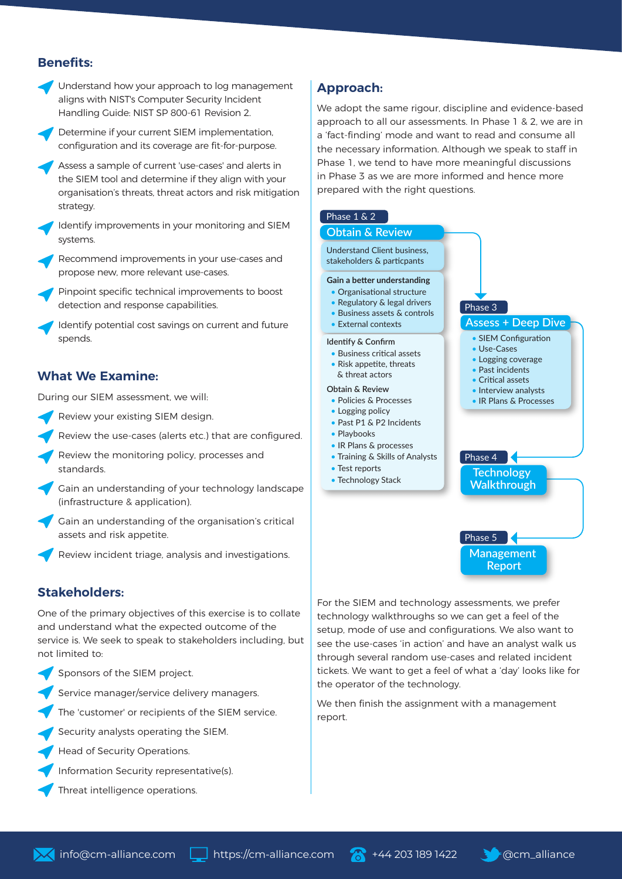## Benefits:

- Understand how your approach to log management aligns with NIST's Computer Security Incident Handling Guide: NIST SP 800-61 Revision 2.
- Determine if your current SIEM implementation, configuration and its coverage are fit-for-purpose.
- Assess a sample of current 'use-cases' and alerts in the SIEM tool and determine if they align with your organisation's threats, threat actors and risk mitigation strategy.
- Identify improvements in your monitoring and SIEM systems.
- Recommend improvements in your use-cases and propose new, more relevant use-cases.
- Pinpoint specific technical improvements to boost detection and response capabilities.
- Identify potential cost savings on current and future spends.

## What We Examine:

During our SIEM assessment, we will:

- Review your existing SIEM design.
- Review the use-cases (alerts etc.) that are configured.
- Review the monitoring policy, processes and standards.
- Gain an understanding of your technology landscape (infrastructure & application).
- Gain an understanding of the organisation's critical assets and risk appetite.
- Review incident triage, analysis and investigations.

## Stakeholders:

One of the primary objectives of this exercise is to collate and understand what the expected outcome of the service is. We seek to speak to stakeholders including, but not limited to:

- Sponsors of the SIEM project.
- Service manager/service delivery managers.
- The 'customer' or recipients of the SIEM service.
- Security analysts operating the SIEM.
- Head of Security Operations.
- Information Security representative(s).
- Threat intelligence operations.

## Approach:

We adopt the same rigour, discipline and evidence-based approach to all our assessments. In Phase 1 & 2, we are in a 'fact-finding' mode and want to read and consume all the necessary information. Although we speak to staff in Phase 1, we tend to have more meaningful discussions in Phase 3 as we are more informed and hence more prepared with the right questions.

**Phase 1 & 2 — Obtain & Review**

Understand Client business, stakeholders & particpants

Gain a better understanding
- Organisational structure
- Regulatory & legal drivers
- Business assets & controls
- External contexts

Identify & Confirm
- Business critical assets
- Risk appetite, threats & threat actors

Obtain & Review
- Policies & Processes
- Logging policy
- Past P1 & P2 Incidents
- Playbooks
- IR Plans & processes
- Training & Skills of Analysts
- Test reports
- Technology Stack

**Phase 3 — Assess + Deep Dive**
- SIEM Configuration
- Use-Cases
- Logging coverage
- Past incidents
- Critical assets
- Interview analysts
- IR Plans & Processes

**Phase 4 — Technology Walkthrough**

**Phase 5 — Management Report**

For the SIEM and technology assessments, we prefer technology walkthroughs so we can get a feel of the setup, mode of use and configurations. We also want to see the use-cases 'in action' and have an analyst walk us through several random use-cases and related incident tickets. We want to get a feel of what a 'day' looks like for the operator of the technology.

We then finish the assignment with a management report.

info@cm-alliance.com | https://cm-alliance.com | +44 203 189 1422 | @cm_alliance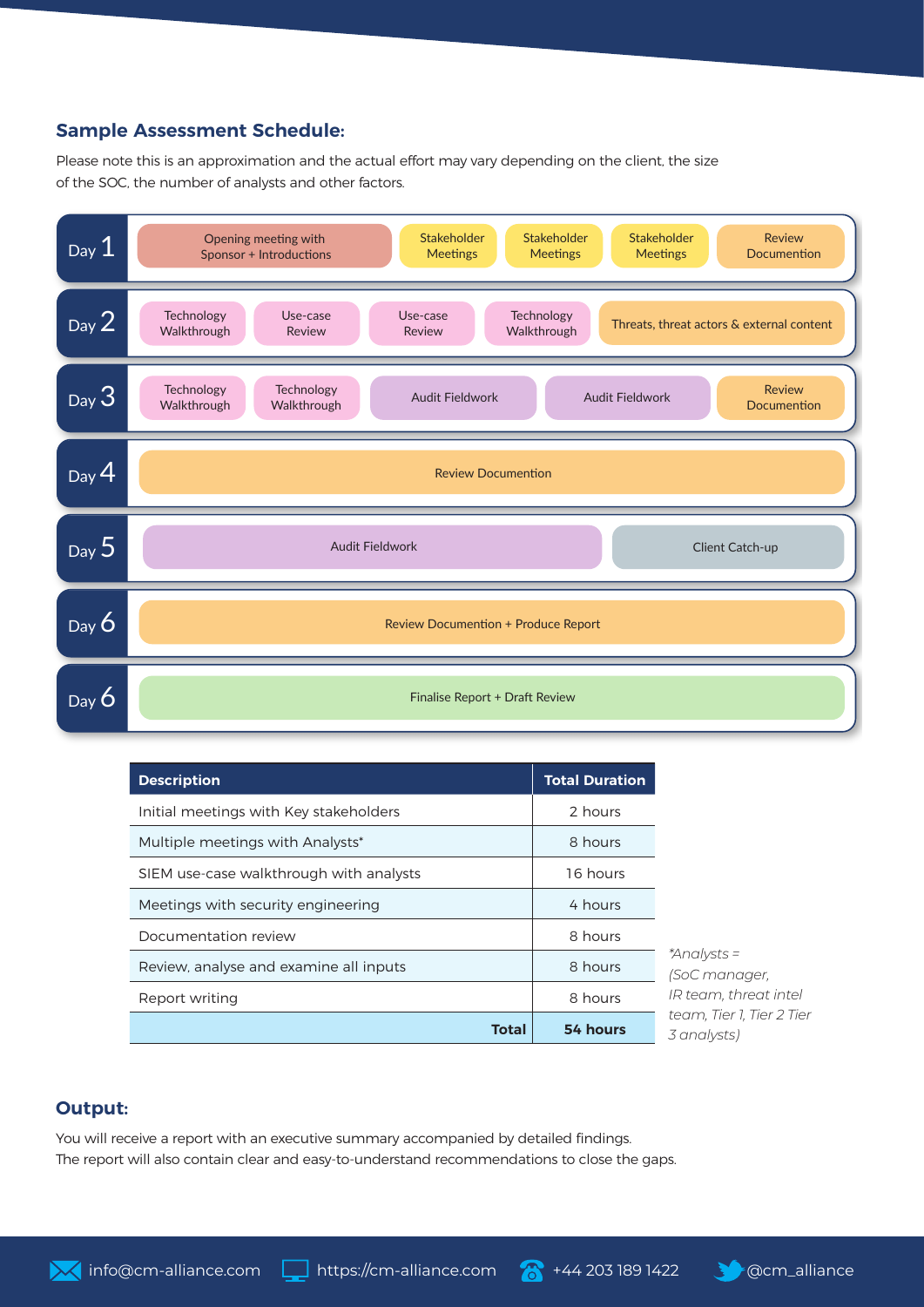## Sample Assessment Schedule:

Please note this is an approximation and the actual effort may vary depending on the client, the size of the SOC, the number of analysts and other factors.

| | | | | | |
|---|---|---|---|---|---|
| Day 1 | Opening meeting with Sponsor + Introductions | Stakeholder Meetings | Stakeholder Meetings | Stakeholder Meetings | Review Documention |
| Day 2 | Technology Walkthrough | Use-case Review | Use-case Review | Technology Walkthrough | Threats, threat actors & external content |
| Day 3 | Technology Walkthrough | Technology Walkthrough | Audit Fieldwork | Audit Fieldwork | Review Documention |
| Day 4 | Review Documention | | | | |
| Day 5 | Audit Fieldwork | Client Catch-up | | | |
| Day 6 | Review Documention + Produce Report | | | | |
| Day 6 | Finalise Report + Draft Review | | | | |

| Description | Total Duration |
|---|---|
| Initial meetings with Key stakeholders | 2 hours |
| Multiple meetings with Analysts* | 8 hours |
| SIEM use-case walkthrough with analysts | 16 hours |
| Meetings with security engineering | 4 hours |
| Documentation review | 8 hours |
| Review, analyse and examine all inputs | 8 hours |
| Report writing | 8 hours |
| **Total** | **54 hours** |

*\*Analysts = (SoC manager, IR team, threat intel team, Tier 1, Tier 2 Tier 3 analysts)*

## Output:

You will receive a report with an executive summary accompanied by detailed findings.
The report will also contain clear and easy-to-understand recommendations to close the gaps.

info@cm-alliance.com https://cm-alliance.com +44 203 189 1422 @cm_alliance